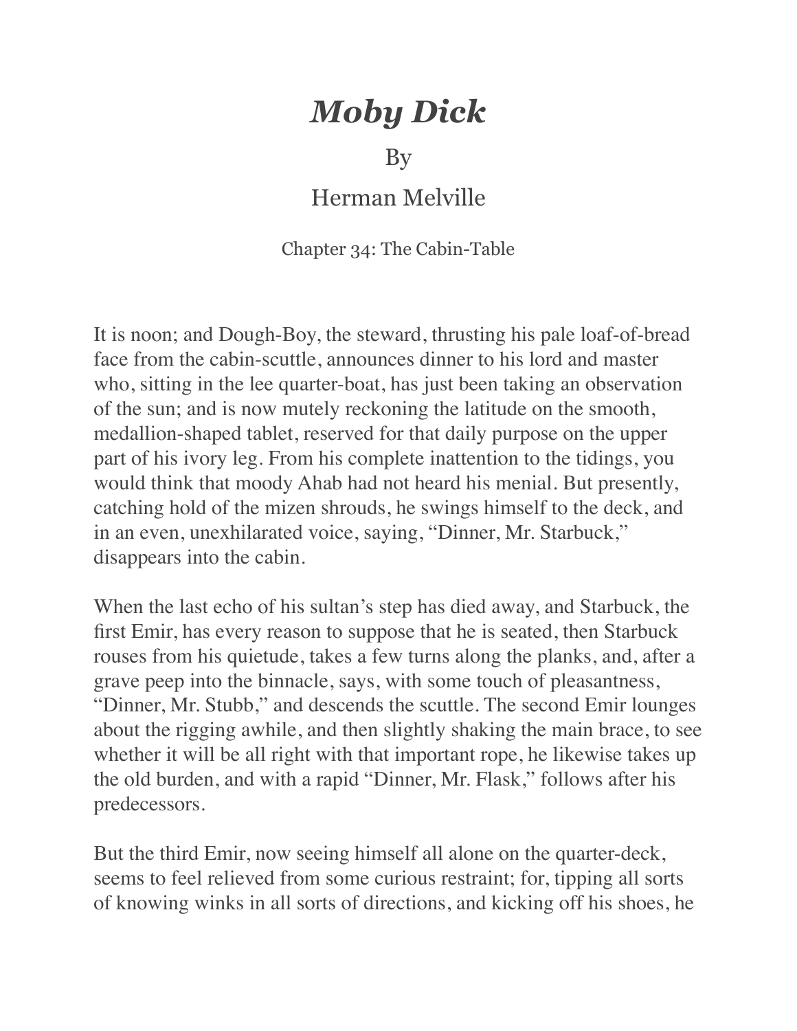# *Moby Dick*

By

Herman Melville

Chapter 34: The Cabin-Table

It is noon; and Dough-Boy, the steward, thrusting his pale loaf-of-bread face from the cabin-scuttle, announces dinner to his lord and master who, sitting in the lee quarter-boat, has just been taking an observation of the sun; and is now mutely reckoning the latitude on the smooth, medallion-shaped tablet, reserved for that daily purpose on the upper part of his ivory leg. From his complete inattention to the tidings, you would think that moody Ahab had not heard his menial. But presently, catching hold of the mizen shrouds, he swings himself to the deck, and in an even, unexhilarated voice, saying, "Dinner, Mr. Starbuck," disappears into the cabin.

When the last echo of his sultan's step has died away, and Starbuck, the first Emir, has every reason to suppose that he is seated, then Starbuck rouses from his quietude, takes a few turns along the planks, and, after a grave peep into the binnacle, says, with some touch of pleasantness, "Dinner, Mr. Stubb," and descends the scuttle. The second Emir lounges about the rigging awhile, and then slightly shaking the main brace, to see whether it will be all right with that important rope, he likewise takes up the old burden, and with a rapid "Dinner, Mr. Flask," follows after his predecessors.

But the third Emir, now seeing himself all alone on the quarter-deck, seems to feel relieved from some curious restraint; for, tipping all sorts of knowing winks in all sorts of directions, and kicking off his shoes, he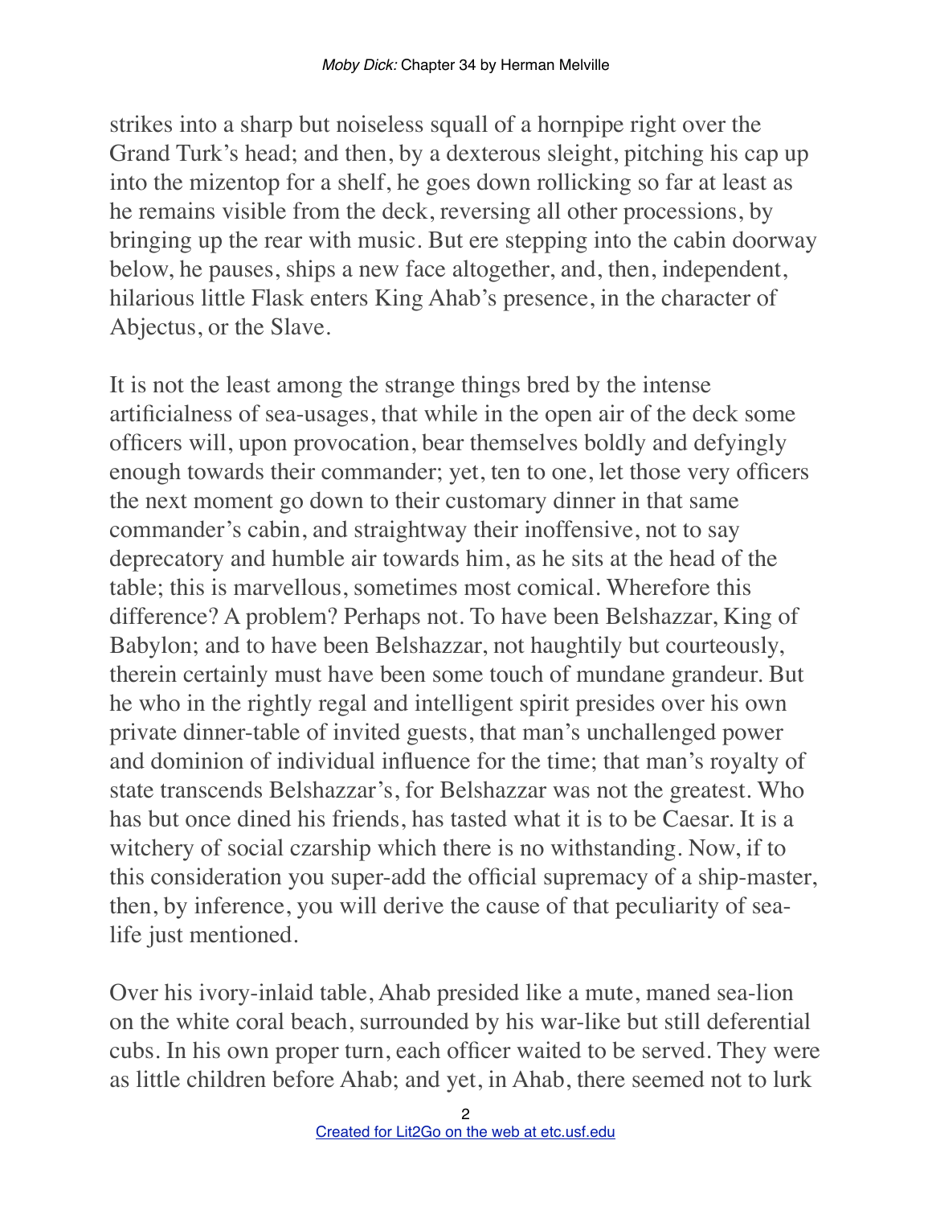strikes into a sharp but noiseless squall of a hornpipe right over the Grand Turk's head; and then, by a dexterous sleight, pitching his cap up into the mizentop for a shelf, he goes down rollicking so far at least as he remains visible from the deck, reversing all other processions, by bringing up the rear with music. But ere stepping into the cabin doorway below, he pauses, ships a new face altogether, and, then, independent, hilarious little Flask enters King Ahab's presence, in the character of Abjectus, or the Slave.

It is not the least among the strange things bred by the intense artificialness of sea-usages, that while in the open air of the deck some officers will, upon provocation, bear themselves boldly and defyingly enough towards their commander; yet, ten to one, let those very officers the next moment go down to their customary dinner in that same commander's cabin, and straightway their inoffensive, not to say deprecatory and humble air towards him, as he sits at the head of the table; this is marvellous, sometimes most comical. Wherefore this difference? A problem? Perhaps not. To have been Belshazzar, King of Babylon; and to have been Belshazzar, not haughtily but courteously, therein certainly must have been some touch of mundane grandeur. But he who in the rightly regal and intelligent spirit presides over his own private dinner-table of invited guests, that man's unchallenged power and dominion of individual influence for the time; that man's royalty of state transcends Belshazzar's, for Belshazzar was not the greatest. Who has but once dined his friends, has tasted what it is to be Caesar. It is a witchery of social czarship which there is no withstanding. Now, if to this consideration you super-add the official supremacy of a ship-master, then, by inference, you will derive the cause of that peculiarity of sea-life just mentioned.

Over his ivory-inlaid table, Ahab presided like a mute, maned sea-lion on the white coral beach, surrounded by his war-like but still deferential cubs. In his own proper turn, each officer waited to be served. They were as little children before Ahab; and yet, in Ahab, there seemed not to lurk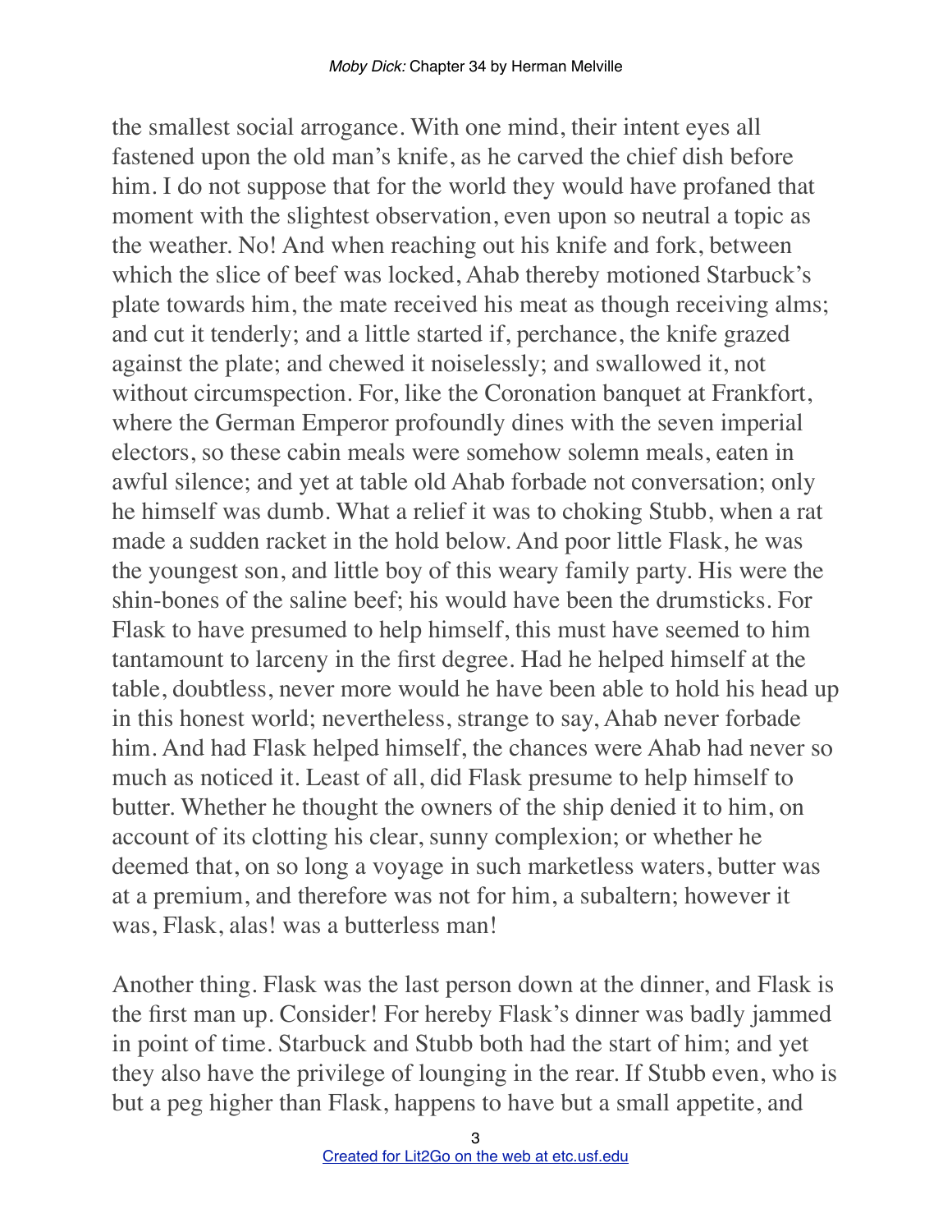the smallest social arrogance. With one mind, their intent eyes all fastened upon the old man's knife, as he carved the chief dish before him. I do not suppose that for the world they would have profaned that moment with the slightest observation, even upon so neutral a topic as the weather. No! And when reaching out his knife and fork, between which the slice of beef was locked, Ahab thereby motioned Starbuck's plate towards him, the mate received his meat as though receiving alms; and cut it tenderly; and a little started if, perchance, the knife grazed against the plate; and chewed it noiselessly; and swallowed it, not without circumspection. For, like the Coronation banquet at Frankfort, where the German Emperor profoundly dines with the seven imperial electors, so these cabin meals were somehow solemn meals, eaten in awful silence; and yet at table old Ahab forbade not conversation; only he himself was dumb. What a relief it was to choking Stubb, when a rat made a sudden racket in the hold below. And poor little Flask, he was the youngest son, and little boy of this weary family party. His were the shin-bones of the saline beef; his would have been the drumsticks. For Flask to have presumed to help himself, this must have seemed to him tantamount to larceny in the first degree. Had he helped himself at the table, doubtless, never more would he have been able to hold his head up in this honest world; nevertheless, strange to say, Ahab never forbade him. And had Flask helped himself, the chances were Ahab had never so much as noticed it. Least of all, did Flask presume to help himself to butter. Whether he thought the owners of the ship denied it to him, on account of its clotting his clear, sunny complexion; or whether he deemed that, on so long a voyage in such marketless waters, butter was at a premium, and therefore was not for him, a subaltern; however it was, Flask, alas! was a butterless man!

Another thing. Flask was the last person down at the dinner, and Flask is the first man up. Consider! For hereby Flask's dinner was badly jammed in point of time. Starbuck and Stubb both had the start of him; and yet they also have the privilege of lounging in the rear. If Stubb even, who is but a peg higher than Flask, happens to have but a small appetite, and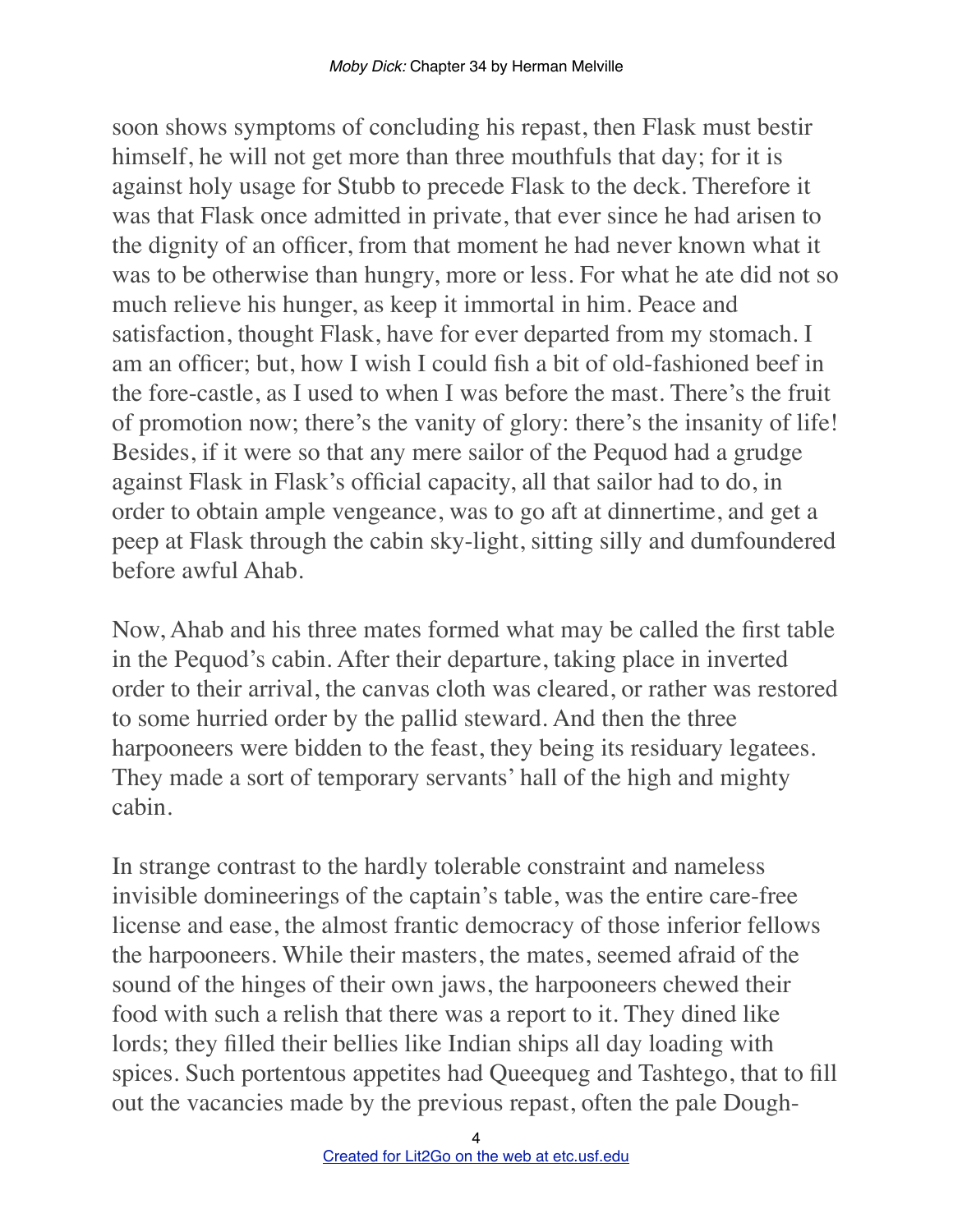soon shows symptoms of concluding his repast, then Flask must bestir himself, he will not get more than three mouthfuls that day; for it is against holy usage for Stubb to precede Flask to the deck. Therefore it was that Flask once admitted in private, that ever since he had arisen to the dignity of an officer, from that moment he had never known what it was to be otherwise than hungry, more or less. For what he ate did not so much relieve his hunger, as keep it immortal in him. Peace and satisfaction, thought Flask, have for ever departed from my stomach. I am an officer; but, how I wish I could fish a bit of old-fashioned beef in the fore-castle, as I used to when I was before the mast. There's the fruit of promotion now; there's the vanity of glory: there's the insanity of life! Besides, if it were so that any mere sailor of the Pequod had a grudge against Flask in Flask's official capacity, all that sailor had to do, in order to obtain ample vengeance, was to go aft at dinnertime, and get a peep at Flask through the cabin sky-light, sitting silly and dumfoundered before awful Ahab.

Now, Ahab and his three mates formed what may be called the first table in the Pequod's cabin. After their departure, taking place in inverted order to their arrival, the canvas cloth was cleared, or rather was restored to some hurried order by the pallid steward. And then the three harpooneers were bidden to the feast, they being its residuary legatees. They made a sort of temporary servants' hall of the high and mighty cabin.

In strange contrast to the hardly tolerable constraint and nameless invisible domineerings of the captain's table, was the entire care-free license and ease, the almost frantic democracy of those inferior fellows the harpooneers. While their masters, the mates, seemed afraid of the sound of the hinges of their own jaws, the harpooneers chewed their food with such a relish that there was a report to it. They dined like lords; they filled their bellies like Indian ships all day loading with spices. Such portentous appetites had Queequeg and Tashtego, that to fill out the vacancies made by the previous repast, often the pale Dough-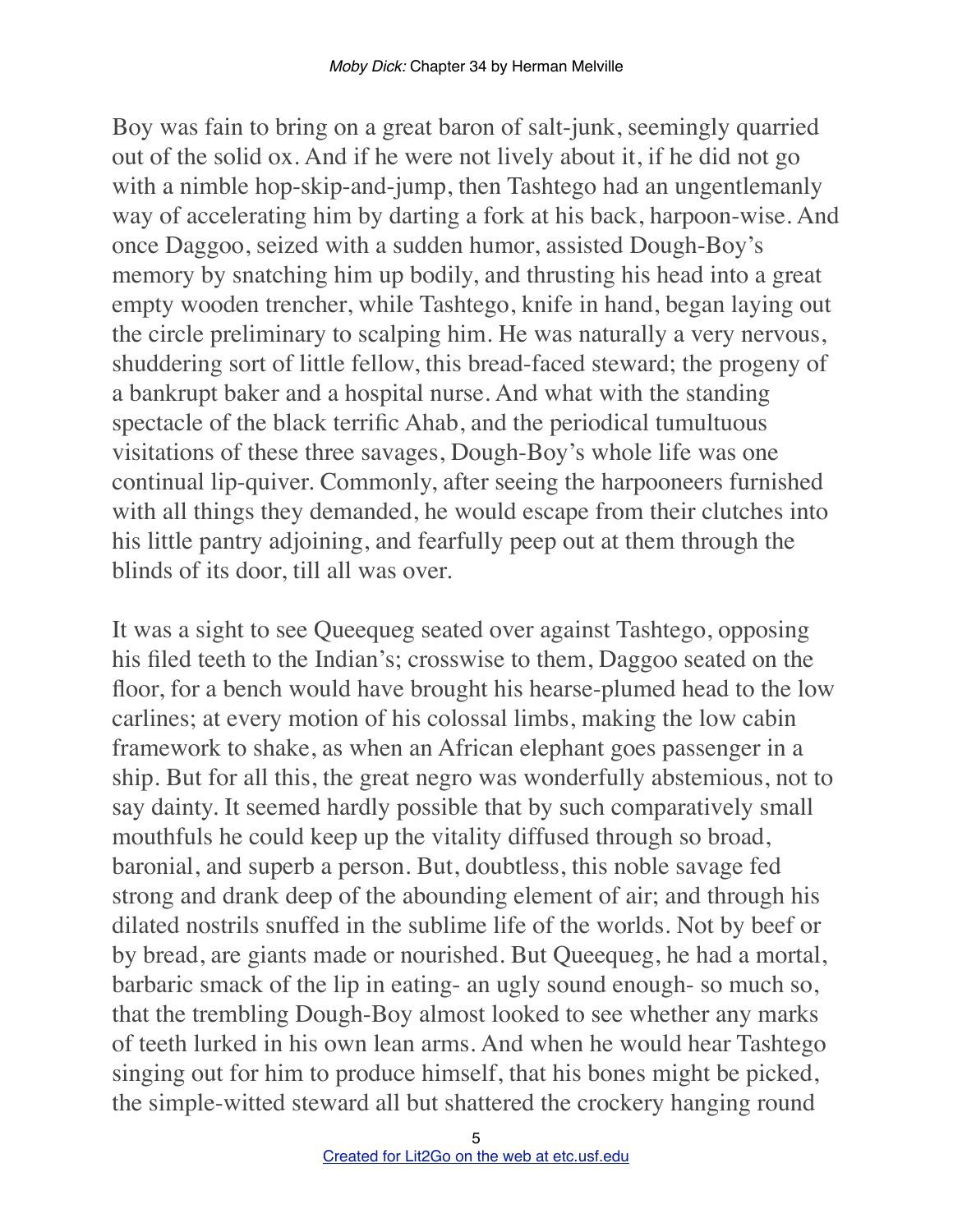Boy was fain to bring on a great baron of salt-junk, seemingly quarried out of the solid ox. And if he were not lively about it, if he did not go with a nimble hop-skip-and-jump, then Tashtego had an ungentlemanly way of accelerating him by darting a fork at his back, harpoon-wise. And once Daggoo, seized with a sudden humor, assisted Dough-Boy's memory by snatching him up bodily, and thrusting his head into a great empty wooden trencher, while Tashtego, knife in hand, began laying out the circle preliminary to scalping him. He was naturally a very nervous, shuddering sort of little fellow, this bread-faced steward; the progeny of a bankrupt baker and a hospital nurse. And what with the standing spectacle of the black terrific Ahab, and the periodical tumultuous visitations of these three savages, Dough-Boy's whole life was one continual lip-quiver. Commonly, after seeing the harpooneers furnished with all things they demanded, he would escape from their clutches into his little pantry adjoining, and fearfully peep out at them through the blinds of its door, till all was over.

It was a sight to see Queequeg seated over against Tashtego, opposing his filed teeth to the Indian's; crosswise to them, Daggoo seated on the floor, for a bench would have brought his hearse-plumed head to the low carlines; at every motion of his colossal limbs, making the low cabin framework to shake, as when an African elephant goes passenger in a ship. But for all this, the great negro was wonderfully abstemious, not to say dainty. It seemed hardly possible that by such comparatively small mouthfuls he could keep up the vitality diffused through so broad, baronial, and superb a person. But, doubtless, this noble savage fed strong and drank deep of the abounding element of air; and through his dilated nostrils snuffed in the sublime life of the worlds. Not by beef or by bread, are giants made or nourished. But Queequeg, he had a mortal, barbaric smack of the lip in eating- an ugly sound enough- so much so, that the trembling Dough-Boy almost looked to see whether any marks of teeth lurked in his own lean arms. And when he would hear Tashtego singing out for him to produce himself, that his bones might be picked, the simple-witted steward all but shattered the crockery hanging round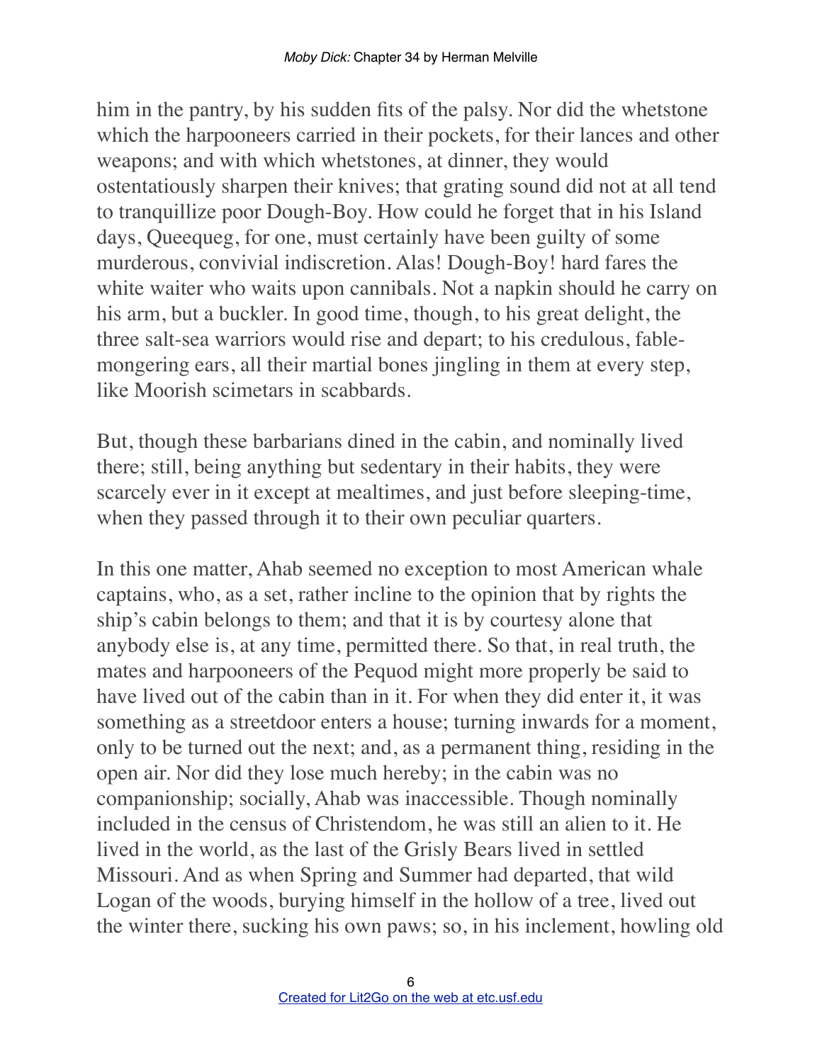him in the pantry, by his sudden fits of the palsy. Nor did the whetstone which the harpooneers carried in their pockets, for their lances and other weapons; and with which whetstones, at dinner, they would ostentatiously sharpen their knives; that grating sound did not at all tend to tranquillize poor Dough-Boy. How could he forget that in his Island days, Queequeg, for one, must certainly have been guilty of some murderous, convivial indiscretion. Alas! Dough-Boy! hard fares the white waiter who waits upon cannibals. Not a napkin should he carry on his arm, but a buckler. In good time, though, to his great delight, the three salt-sea warriors would rise and depart; to his credulous, fable-mongering ears, all their martial bones jingling in them at every step, like Moorish scimetars in scabbards.

But, though these barbarians dined in the cabin, and nominally lived there; still, being anything but sedentary in their habits, they were scarcely ever in it except at mealtimes, and just before sleeping-time, when they passed through it to their own peculiar quarters.

In this one matter, Ahab seemed no exception to most American whale captains, who, as a set, rather incline to the opinion that by rights the ship's cabin belongs to them; and that it is by courtesy alone that anybody else is, at any time, permitted there. So that, in real truth, the mates and harpooneers of the Pequod might more properly be said to have lived out of the cabin than in it. For when they did enter it, it was something as a streetdoor enters a house; turning inwards for a moment, only to be turned out the next; and, as a permanent thing, residing in the open air. Nor did they lose much hereby; in the cabin was no companionship; socially, Ahab was inaccessible. Though nominally included in the census of Christendom, he was still an alien to it. He lived in the world, as the last of the Grisly Bears lived in settled Missouri. And as when Spring and Summer had departed, that wild Logan of the woods, burying himself in the hollow of a tree, lived out the winter there, sucking his own paws; so, in his inclement, howling old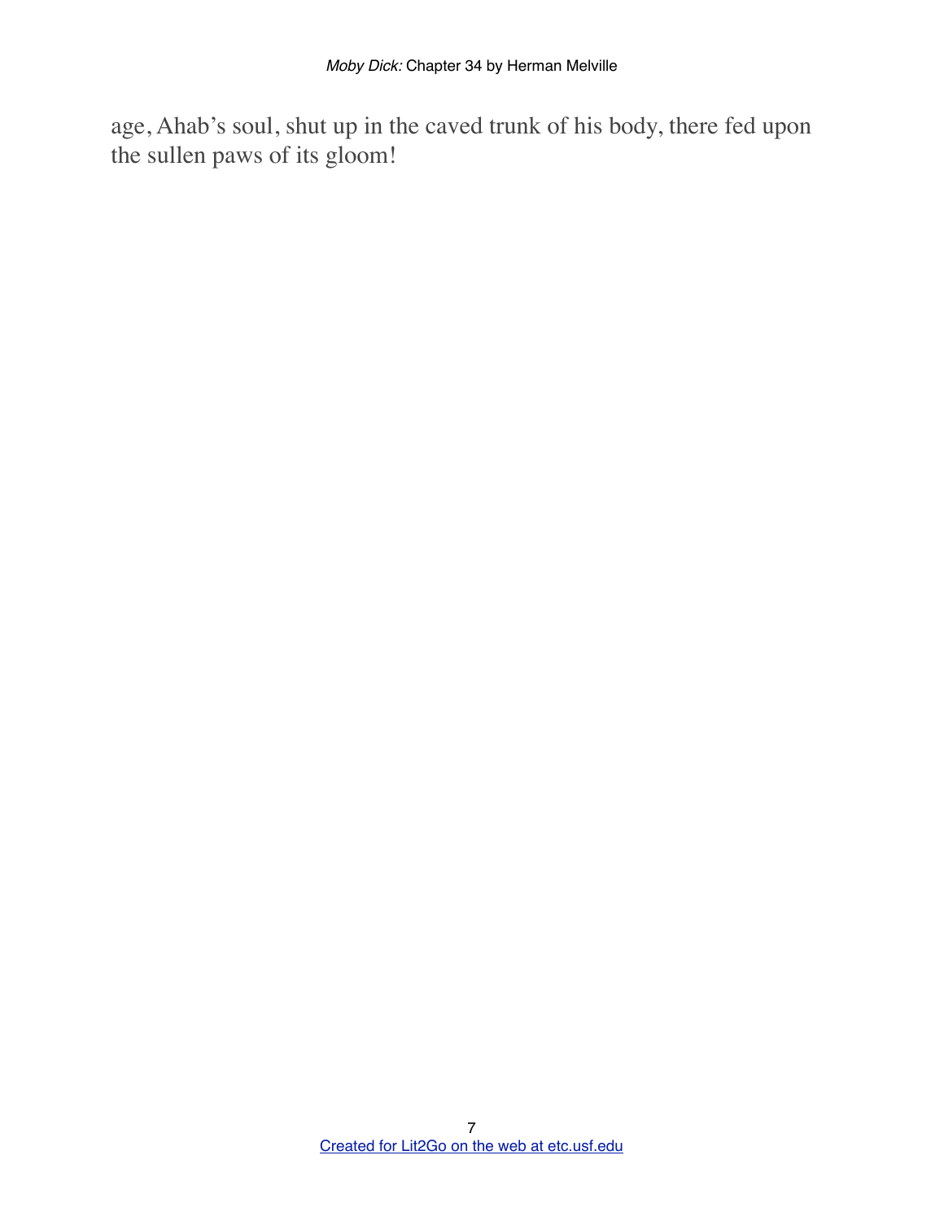age, Ahab's soul, shut up in the caved trunk of his body, there fed upon the sullen paws of its gloom!